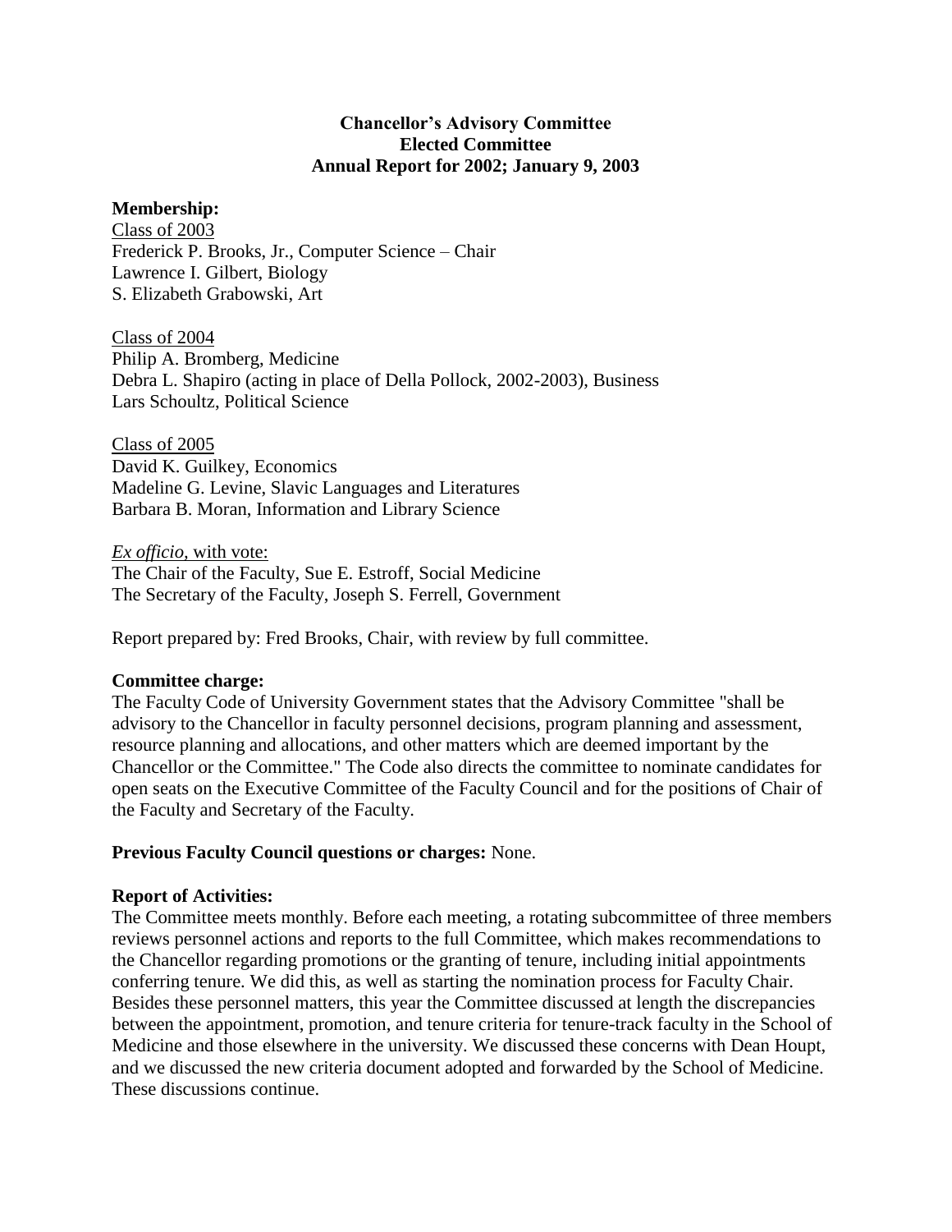**Chancellor's Advisory Committee**
**Elected Committee**
**Annual Report for 2002; January 9, 2003**

**Membership:**

Class of 2003
Frederick P. Brooks, Jr., Computer Science – Chair
Lawrence I. Gilbert, Biology
S. Elizabeth Grabowski, Art

Class of 2004
Philip A. Bromberg, Medicine
Debra L. Shapiro (acting in place of Della Pollock, 2002-2003), Business
Lars Schoultz, Political Science

Class of 2005
David K. Guilkey, Economics
Madeline G. Levine, Slavic Languages and Literatures
Barbara B. Moran, Information and Library Science

*Ex officio*, with vote:
The Chair of the Faculty, Sue E. Estroff, Social Medicine
The Secretary of the Faculty, Joseph S. Ferrell, Government

Report prepared by: Fred Brooks, Chair, with review by full committee.

**Committee charge:**
The Faculty Code of University Government states that the Advisory Committee "shall be advisory to the Chancellor in faculty personnel decisions, program planning and assessment, resource planning and allocations, and other matters which are deemed important by the Chancellor or the Committee." The Code also directs the committee to nominate candidates for open seats on the Executive Committee of the Faculty Council and for the positions of Chair of the Faculty and Secretary of the Faculty.

**Previous Faculty Council questions or charges:** None.

**Report of Activities:**
The Committee meets monthly. Before each meeting, a rotating subcommittee of three members reviews personnel actions and reports to the full Committee, which makes recommendations to the Chancellor regarding promotions or the granting of tenure, including initial appointments conferring tenure. We did this, as well as starting the nomination process for Faculty Chair. Besides these personnel matters, this year the Committee discussed at length the discrepancies between the appointment, promotion, and tenure criteria for tenure-track faculty in the School of Medicine and those elsewhere in the university. We discussed these concerns with Dean Houpt, and we discussed the new criteria document adopted and forwarded by the School of Medicine. These discussions continue.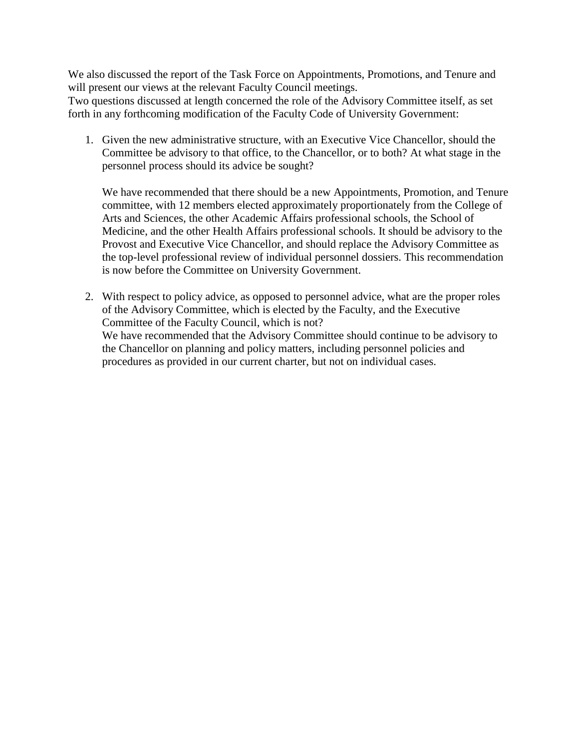We also discussed the report of the Task Force on Appointments, Promotions, and Tenure and will present our views at the relevant Faculty Council meetings.
Two questions discussed at length concerned the role of the Advisory Committee itself, as set forth in any forthcoming modification of the Faculty Code of University Government:

1. Given the new administrative structure, with an Executive Vice Chancellor, should the Committee be advisory to that office, to the Chancellor, or to both? At what stage in the personnel process should its advice be sought?

   We have recommended that there should be a new Appointments, Promotion, and Tenure committee, with 12 members elected approximately proportionately from the College of Arts and Sciences, the other Academic Affairs professional schools, the School of Medicine, and the other Health Affairs professional schools. It should be advisory to the Provost and Executive Vice Chancellor, and should replace the Advisory Committee as the top-level professional review of individual personnel dossiers. This recommendation is now before the Committee on University Government.

2. With respect to policy advice, as opposed to personnel advice, what are the proper roles of the Advisory Committee, which is elected by the Faculty, and the Executive Committee of the Faculty Council, which is not?
   We have recommended that the Advisory Committee should continue to be advisory to the Chancellor on planning and policy matters, including personnel policies and procedures as provided in our current charter, but not on individual cases.